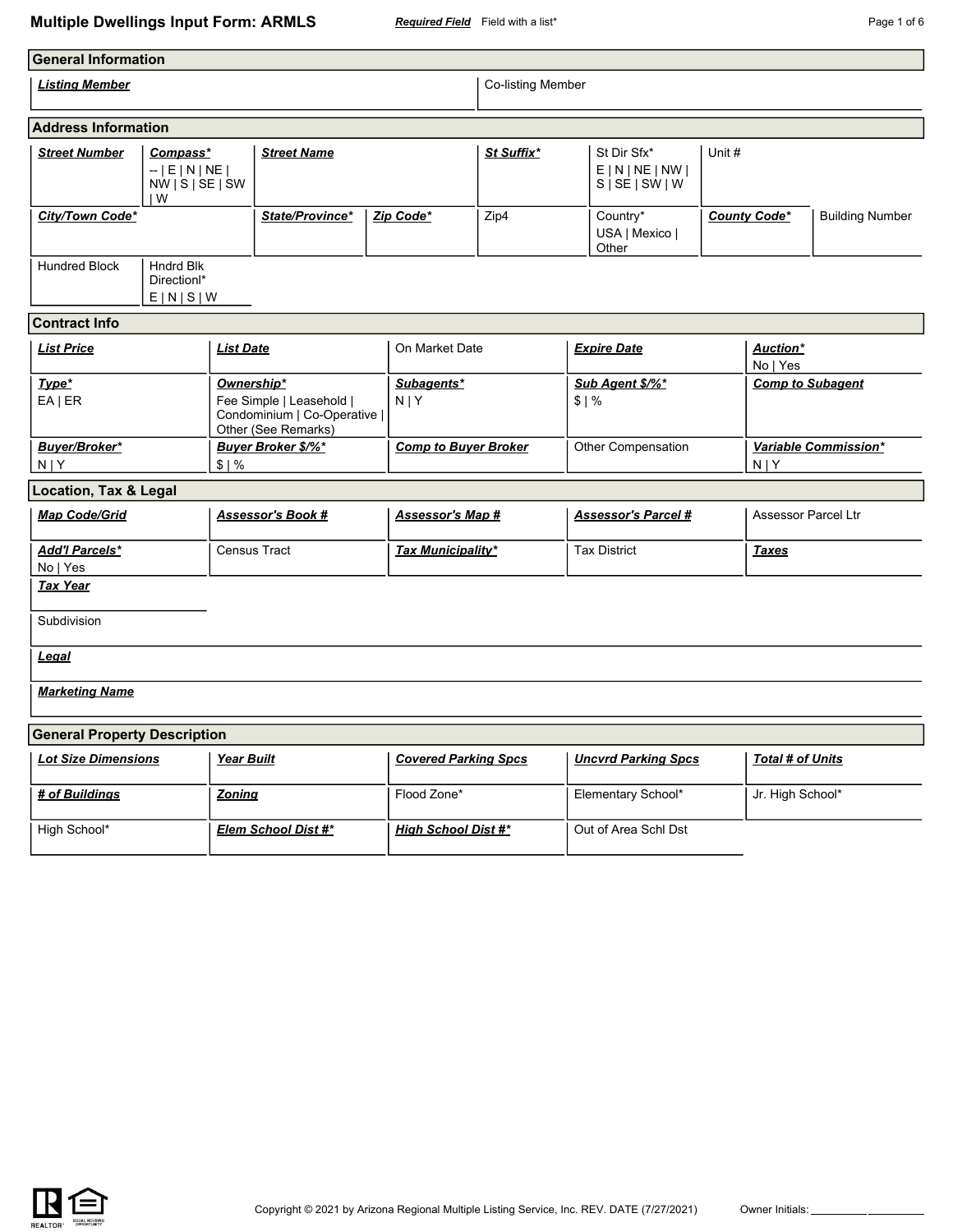# Multiple Dwellings Input Form: ARMLS

***Required Field*** Field with a list*

## General Information

| | |
|---|---|
| ***Listing Member*** | Co-listing Member |

## Address Information

| | | | | | |
|---|---|---|---|---|---|
| ***Street Number*** | ***Compass**** -- \| E \| N \| NE \| NW \| S \| SE \| SW \| W | ***Street Name*** | ***St Suffix**** | St Dir Sfx* E \| N \| NE \| NW \| S \| SE \| SW \| W | Unit # |

| | | | | | | |
|---|---|---|---|---|---|---|
| ***City/Town Code**** | ***State/Province**** | ***Zip Code**** | Zip4 | Country* USA \| Mexico \| Other | ***County Code**** | Building Number |

| | |
|---|---|
| Hundred Block | Hndrd Blk Directionl* E \| N \| S \| W |

## Contract Info

| | | | | |
|---|---|---|---|---|
| ***List Price*** | ***List Date*** | On Market Date | ***Expire Date*** | ***Auction**** No \| Yes |
| ***Type**** EA \| ER | ***Ownership**** Fee Simple \| Leasehold \| Condominium \| Co-Operative \| Other (See Remarks) | ***Subagents**** N \| Y | ***Sub Agent $/%**** $ \| % | ***Comp to Subagent*** |
| ***Buyer/Broker**** N \| Y | ***Buyer Broker $/%**** $ \| % | ***Comp to Buyer Broker*** | Other Compensation | ***Variable Commission**** N \| Y |

## Location, Tax & Legal

| | | | | |
|---|---|---|---|---|
| ***Map Code/Grid*** | ***Assessor's Book #*** | ***Assessor's Map #*** | ***Assessor's Parcel #*** | Assessor Parcel Ltr |
| ***Add'l Parcels**** No \| Yes | Census Tract | ***Tax Municipality**** | Tax District | ***Taxes*** |
| ***Tax Year*** | | | | |

Subdivision

***Legal***

***Marketing Name***

## General Property Description

| | | | | |
|---|---|---|---|---|
| ***Lot Size Dimensions*** | ***Year Built*** | ***Covered Parking Spcs*** | ***Uncvrd Parking Spcs*** | ***Total # of Units*** |
| ***# of Buildings*** | ***Zoning*** | Flood Zone* | Elementary School* | Jr. High School* |
| High School* | ***Elem School Dist #**** | ***High School Dist #**** | Out of Area Schl Dst | |

Copyright © 2021 by Arizona Regional Multiple Listing Service, Inc. REV. DATE (7/27/2021) Owner Initials: __________ __________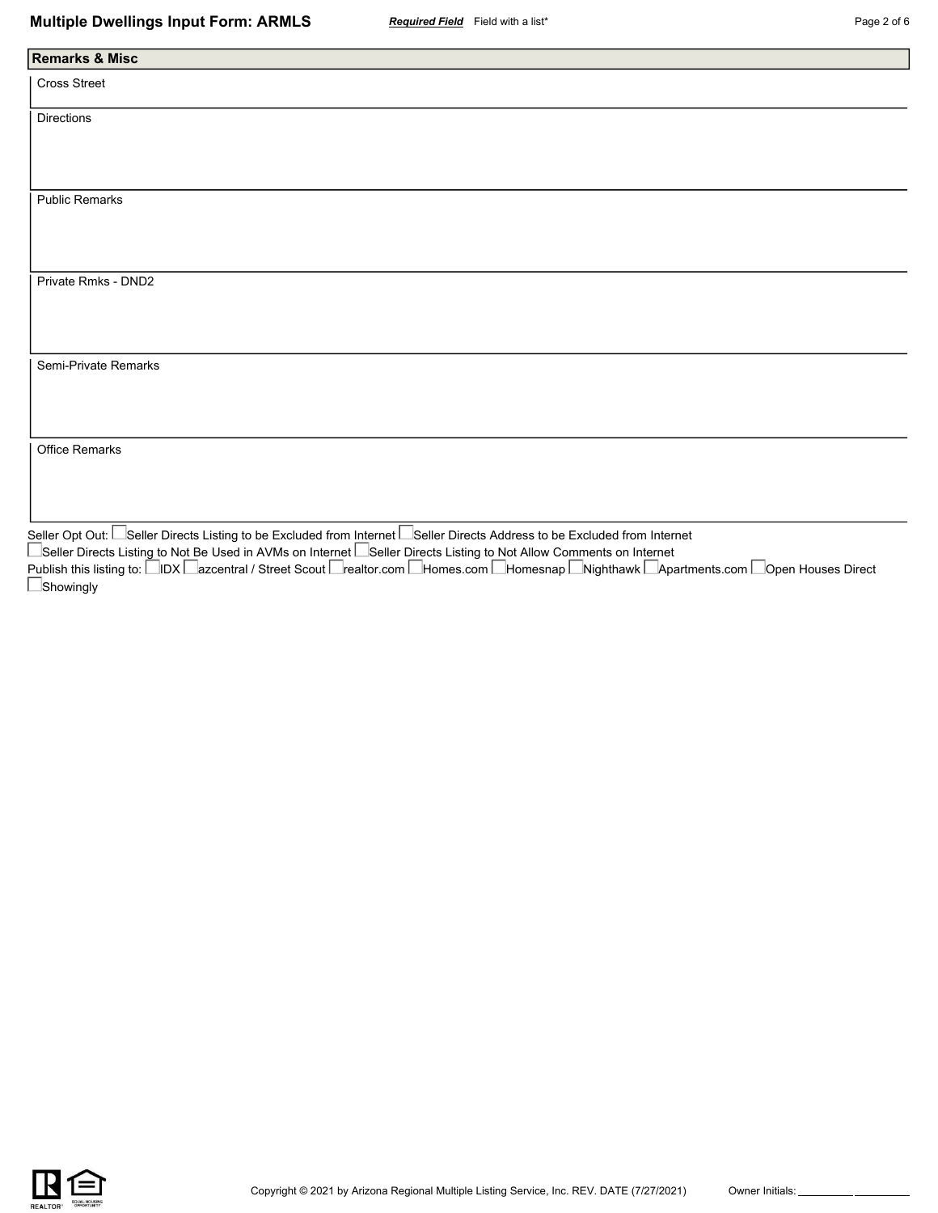## Remarks & Misc

Cross Street

Directions

Public Remarks

Private Rmks - DND2

Semi-Private Remarks

Office Remarks

Seller Opt Out: ☐ Seller Directs Listing to be Excluded from Internet ☐ Seller Directs Address to be Excluded from Internet
☐ Seller Directs Listing to Not Be Used in AVMs on Internet ☐ Seller Directs Listing to Not Allow Comments on Internet

Publish this listing to: ☐ IDX ☐ azcentral / Street Scout ☐ realtor.com ☐ Homes.com ☐ Homesnap ☐ Nighthawk ☐ Apartments.com ☐ Open Houses Direct
☐ Showingly

Copyright © 2021 by Arizona Regional Multiple Listing Service, Inc. REV. DATE (7/27/2021)

Owner Initials: __________ __________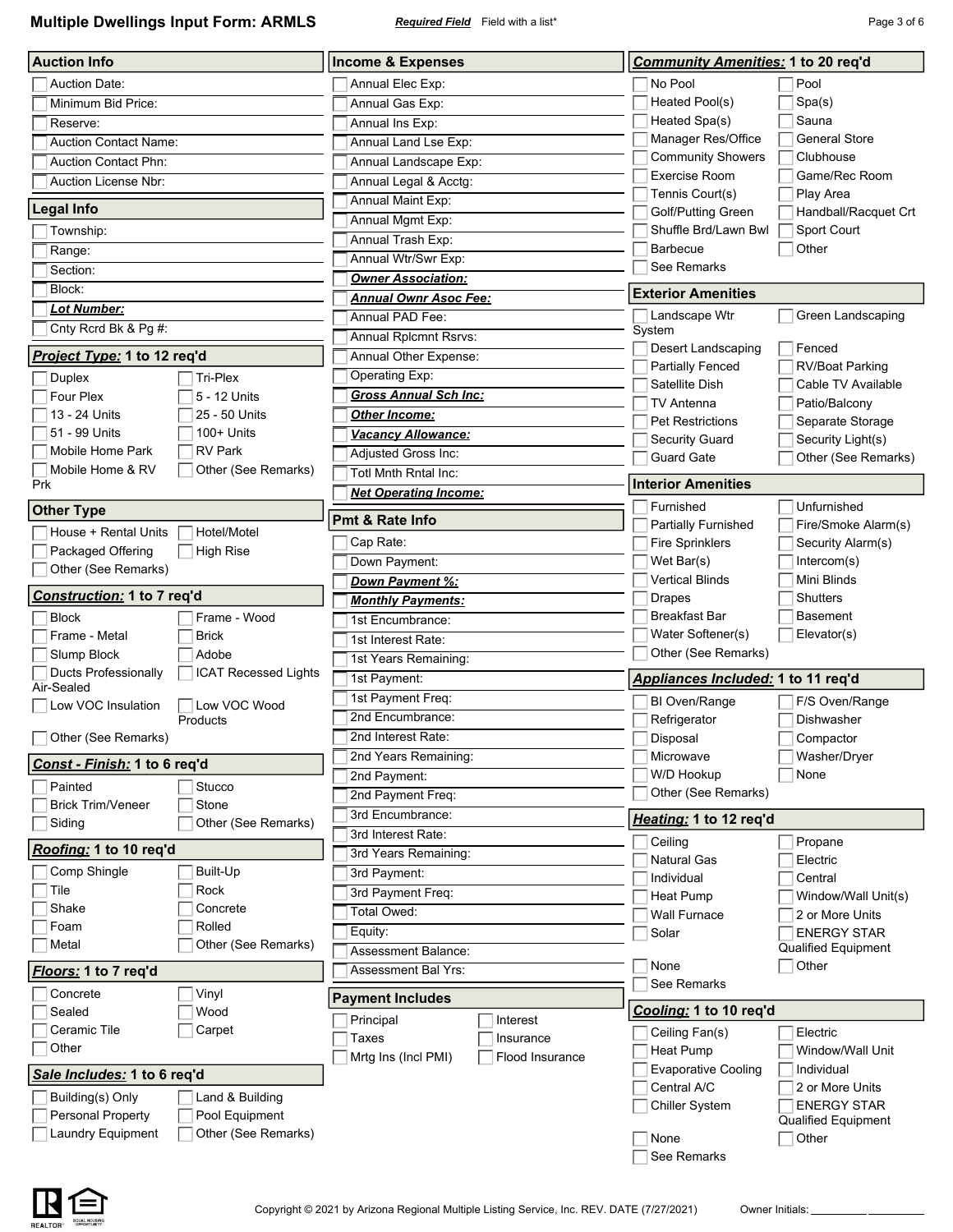# Multiple Dwellings Input Form: ARMLS

***Required Field*** Field with a list*

## Auction Info

- [ ] Auction Date:
- [ ] Minimum Bid Price:
- [ ] Reserve:
- [ ] Auction Contact Name:
- [ ] Auction Contact Phn:
- [ ] Auction License Nbr:

## Legal Info

- [ ] Township:
- [ ] Range:
- [ ] Section:
- [ ] Block:
- [ ] ***Lot Number:***
- [ ] Cnty Rcrd Bk & Pg #:

## ***Project Type:*** 1 to 12 req'd

- [ ] Duplex
- [ ] Tri-Plex
- [ ] Four Plex
- [ ] 5 - 12 Units
- [ ] 13 - 24 Units
- [ ] 25 - 50 Units
- [ ] 51 - 99 Units
- [ ] 100+ Units
- [ ] Mobile Home Park
- [ ] RV Park
- [ ] Mobile Home & RV Prk
- [ ] Other (See Remarks)

## Other Type

- [ ] House + Rental Units
- [ ] Hotel/Motel
- [ ] Packaged Offering
- [ ] High Rise
- [ ] Other (See Remarks)

## ***Construction:*** 1 to 7 req'd

- [ ] Block
- [ ] Frame - Wood
- [ ] Frame - Metal
- [ ] Brick
- [ ] Slump Block
- [ ] Adobe
- [ ] Ducts Professionally Air-Sealed
- [ ] ICAT Recessed Lights
- [ ] Low VOC Insulation
- [ ] Low VOC Wood Products
- [ ] Other (See Remarks)

## ***Const - Finish:*** 1 to 6 req'd

- [ ] Painted
- [ ] Stucco
- [ ] Brick Trim/Veneer
- [ ] Stone
- [ ] Siding
- [ ] Other (See Remarks)

## ***Roofing:*** 1 to 10 req'd

- [ ] Comp Shingle
- [ ] Built-Up
- [ ] Tile
- [ ] Rock
- [ ] Shake
- [ ] Concrete
- [ ] Foam
- [ ] Rolled
- [ ] Metal
- [ ] Other (See Remarks)

## ***Floors:*** 1 to 7 req'd

- [ ] Concrete
- [ ] Vinyl
- [ ] Sealed
- [ ] Wood
- [ ] Ceramic Tile
- [ ] Carpet
- [ ] Other

## ***Sale Includes:*** 1 to 6 req'd

- [ ] Building(s) Only
- [ ] Land & Building
- [ ] Personal Property
- [ ] Pool Equipment
- [ ] Laundry Equipment
- [ ] Other (See Remarks)

## Income & Expenses

- [ ] Annual Elec Exp:
- [ ] Annual Gas Exp:
- [ ] Annual Ins Exp:
- [ ] Annual Land Lse Exp:
- [ ] Annual Landscape Exp:
- [ ] Annual Legal & Acctg:
- [ ] Annual Maint Exp:
- [ ] Annual Mgmt Exp:
- [ ] Annual Trash Exp:
- [ ] Annual Wtr/Swr Exp:
- [ ] ***Owner Association:***
- [ ] ***Annual Ownr Asoc Fee:***
- [ ] Annual PAD Fee:
- [ ] Annual Rplcmnt Rsrvs:
- [ ] Annual Other Expense:
- [ ] Operating Exp:
- [ ] ***Gross Annual Sch Inc:***
- [ ] ***Other Income:***
- [ ] ***Vacancy Allowance:***
- [ ] Adjusted Gross Inc:
- [ ] Totl Mnth Rntal Inc:
- [ ] ***Net Operating Income:***

## Pmt & Rate Info

- [ ] Cap Rate:
- [ ] Down Payment:
- [ ] ***Down Payment %:***
- [ ] ***Monthly Payments:***
- [ ] 1st Encumbrance:
- [ ] 1st Interest Rate:
- [ ] 1st Years Remaining:
- [ ] 1st Payment:
- [ ] 1st Payment Freq:
- [ ] 2nd Encumbrance:
- [ ] 2nd Interest Rate:
- [ ] 2nd Years Remaining:
- [ ] 2nd Payment:
- [ ] 2nd Payment Freq:
- [ ] 3rd Encumbrance:
- [ ] 3rd Interest Rate:
- [ ] 3rd Years Remaining:
- [ ] 3rd Payment:
- [ ] 3rd Payment Freq:
- [ ] Total Owed:
- [ ] Equity:
- [ ] Assessment Balance:
- [ ] Assessment Bal Yrs:

## Payment Includes

- [ ] Principal
- [ ] Interest
- [ ] Taxes
- [ ] Insurance
- [ ] Mrtg Ins (Incl PMI)
- [ ] Flood Insurance

## ***Community Amenities:*** 1 to 20 req'd

- [ ] No Pool
- [ ] Pool
- [ ] Heated Pool(s)
- [ ] Spa(s)
- [ ] Heated Spa(s)
- [ ] Sauna
- [ ] Manager Res/Office
- [ ] General Store
- [ ] Community Showers
- [ ] Clubhouse
- [ ] Exercise Room
- [ ] Game/Rec Room
- [ ] Tennis Court(s)
- [ ] Play Area
- [ ] Golf/Putting Green
- [ ] Handball/Racquet Crt
- [ ] Shuffle Brd/Lawn Bwl
- [ ] Sport Court
- [ ] Barbecue
- [ ] Other
- [ ] See Remarks

## Exterior Amenities

- [ ] Landscape Wtr System
- [ ] Green Landscaping
- [ ] Desert Landscaping
- [ ] Fenced
- [ ] Partially Fenced
- [ ] RV/Boat Parking
- [ ] Satellite Dish
- [ ] Cable TV Available
- [ ] TV Antenna
- [ ] Patio/Balcony
- [ ] Pet Restrictions
- [ ] Separate Storage
- [ ] Security Guard
- [ ] Security Light(s)
- [ ] Guard Gate
- [ ] Other (See Remarks)

## Interior Amenities

- [ ] Furnished
- [ ] Unfurnished
- [ ] Partially Furnished
- [ ] Fire/Smoke Alarm(s)
- [ ] Fire Sprinklers
- [ ] Security Alarm(s)
- [ ] Wet Bar(s)
- [ ] Intercom(s)
- [ ] Vertical Blinds
- [ ] Mini Blinds
- [ ] Drapes
- [ ] Shutters
- [ ] Breakfast Bar
- [ ] Basement
- [ ] Water Softener(s)
- [ ] Elevator(s)
- [ ] Other (See Remarks)

## ***Appliances Included:*** 1 to 11 req'd

- [ ] BI Oven/Range
- [ ] F/S Oven/Range
- [ ] Refrigerator
- [ ] Dishwasher
- [ ] Disposal
- [ ] Compactor
- [ ] Microwave
- [ ] Washer/Dryer
- [ ] W/D Hookup
- [ ] None
- [ ] Other (See Remarks)

## ***Heating:*** 1 to 12 req'd

- [ ] Ceiling
- [ ] Propane
- [ ] Natural Gas
- [ ] Electric
- [ ] Individual
- [ ] Central
- [ ] Heat Pump
- [ ] Window/Wall Unit(s)
- [ ] Wall Furnace
- [ ] 2 or More Units
- [ ] Solar
- [ ] ENERGY STAR Qualified Equipment
- [ ] None
- [ ] Other
- [ ] See Remarks

## ***Cooling:*** 1 to 10 req'd

- [ ] Ceiling Fan(s)
- [ ] Electric
- [ ] Heat Pump
- [ ] Window/Wall Unit
- [ ] Evaporative Cooling
- [ ] Individual
- [ ] Central A/C
- [ ] 2 or More Units
- [ ] Chiller System
- [ ] ENERGY STAR Qualified Equipment
- [ ] None
- [ ] Other
- [ ] See Remarks

Copyright © 2021 by Arizona Regional Multiple Listing Service, Inc. REV. DATE (7/27/2021)

Owner Initials: __________ __________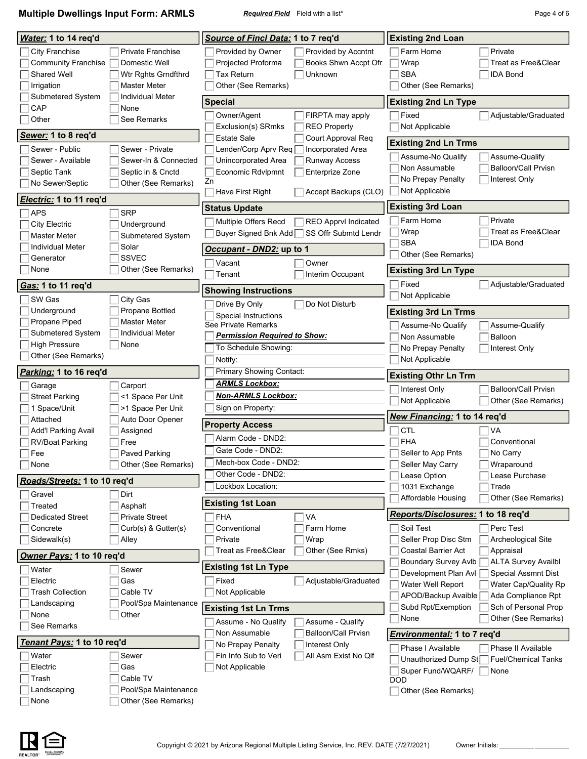**Multiple Dwellings Input Form: ARMLS** ***Required Field*** Field with a list*

### ***Water:*** 1 to 14 req'd

- City Franchise
- Private Franchise
- Community Franchise
- Domestic Well
- Shared Well
- Wtr Rghts Grndfthrd
- Irrigation
- Master Meter
- Submetered System
- Individual Meter
- CAP
- None
- Other
- See Remarks

### ***Sewer:*** 1 to 8 req'd

- Sewer - Public
- Sewer - Private
- Sewer - Available
- Sewer-In & Connected
- Septic Tank
- Septic in & Cnctd
- No Sewer/Septic
- Other (See Remarks)

### ***Electric:*** 1 to 11 req'd

- APS
- SRP
- City Electric
- Underground
- Master Meter
- Submetered System
- Individual Meter
- Solar
- Generator
- SSVEC
- None
- Other (See Remarks)

### ***Gas:*** 1 to 11 req'd

- SW Gas
- City Gas
- Underground
- Propane Bottled
- Propane Piped
- Master Meter
- Submetered System
- Individual Meter
- High Pressure
- None
- Other (See Remarks)

### ***Parking:*** 1 to 16 req'd

- Garage
- Carport
- Street Parking
- <1 Space Per Unit
- 1 Space/Unit
- >1 Space Per Unit
- Attached
- Auto Door Opener
- Add'l Parking Avail
- Assigned
- RV/Boat Parking
- Free
- Fee
- Paved Parking
- None
- Other (See Remarks)

### ***Roads/Streets:*** 1 to 10 req'd

- Gravel
- Dirt
- Treated
- Asphalt
- Dedicated Street
- Private Street
- Concrete
- Curb(s) & Gutter(s)
- Sidewalk(s)
- Alley

### ***Owner Pays:*** 1 to 10 req'd

- Water
- Sewer
- Electric
- Gas
- Trash Collection
- Cable TV
- Landscaping
- Pool/Spa Maintenance
- None
- Other
- See Remarks

### ***Tenant Pays:*** 1 to 10 req'd

- Water
- Sewer
- Electric
- Gas
- Trash
- Cable TV
- Landscaping
- Pool/Spa Maintenance
- None
- Other (See Remarks)

### ***Source of Fincl Data:*** 1 to 7 req'd

- Provided by Owner
- Provided by Accntnt
- Projected Proforma
- Books Shwn Accpt Ofr
- Tax Return
- Unknown
- Other (See Remarks)

### Special

- Owner/Agent
- FIRPTA may apply
- Exclusion(s) SRmks
- REO Property
- Estate Sale
- Court Approval Req
- Lender/Corp Aprv Req
- Incorporated Area
- Unincorporated Area
- Runway Access
- Economic Rdvlpmnt Zn
- Enterprize Zone
- Have First Right
- Accept Backups (CLO)

### Status Update

- Multiple Offers Recd
- REO Apprvl Indicated
- Buyer Signed Bnk Add
- SS Offr Submtd Lendr

### ***Occupant - DND2:*** up to 1

- Vacant
- Owner
- Tenant
- Interim Occupant

### Showing Instructions

- Drive By Only
- Do Not Disturb
- Special Instructions See Private Remarks
- ***Permission Required to Show:***
- To Schedule Showing:
- Notify:
- Primary Showing Contact:
- ***ARMLS Lockbox:***
- ***Non-ARMLS Lockbox:***
- Sign on Property:

### Property Access

- Alarm Code - DND2:
- Gate Code - DND2:
- Mech-box Code - DND2:
- Other Code - DND2:
- Lockbox Location:

### Existing 1st Loan

- FHA
- VA
- Conventional
- Farm Home
- Private
- Wrap
- Treat as Free&Clear
- Other (See Rmks)

### Existing 1st Ln Type

- Fixed
- Adjustable/Graduated
- Not Applicable

### Existing 1st Ln Trms

- Assume - No Qualify
- Assume - Qualify
- Non Assumable
- Balloon/Call Prvisn
- No Prepay Penalty
- Interest Only
- Fin Info Sub to Veri
- All Asm Exist No Qlf
- Not Applicable

### Existing 2nd Loan

- Farm Home
- Private
- Wrap
- Treat as Free&Clear
- SBA
- IDA Bond
- Other (See Remarks)

### Existing 2nd Ln Type

- Fixed
- Adjustable/Graduated
- Not Applicable

### Existing 2nd Ln Trms

- Assume-No Qualify
- Assume-Qualify
- Non Assumable
- Balloon/Call Prvsn
- No Prepay Penalty
- Interest Only
- Not Applicable

### Existing 3rd Loan

- Farm Home
- Private
- Wrap
- Treat as Free&Clear
- SBA
- IDA Bond
- Other (See Remarks)

### Existing 3rd Ln Type

- Fixed
- Adjustable/Graduated
- Not Applicable

### Existing 3rd Ln Trms

- Assume-No Qualify
- Assume-Qualify
- Non Assumable
- Balloon
- No Prepay Penalty
- Interest Only
- Not Applicable

### Existing Othr Ln Trm

- Interest Only
- Balloon/Call Prvsn
- Not Applicable
- Other (See Remarks)

### ***New Financing:*** 1 to 14 req'd

- CTL
- VA
- FHA
- Conventional
- Seller to App Pnts
- No Carry
- Seller May Carry
- Wraparound
- Lease Option
- Lease Purchase
- 1031 Exchange
- Trade
- Affordable Housing
- Other (See Remarks)

### ***Reports/Disclosures:*** 1 to 18 req'd

- Soil Test
- Perc Test
- Seller Prop Disc Stm
- Archeological Site
- Coastal Barrier Act
- Appraisal
- Boundary Survey Avlb
- ALTA Survey Availbl
- Development Plan Avl
- Special Assmnt Dist
- Water Well Report
- Water Cap/Quality Rp
- APOD/Backup Avaible
- Ada Compliance Rpt
- Subd Rpt/Exemption
- Sch of Personal Prop
- None
- Other (See Remarks)

### ***Environmental:*** 1 to 7 req'd

- Phase I Available
- Phase II Available
- Unauthorized Dump St
- Fuel/Chemical Tanks
- Super Fund/WQARF/DOD
- None
- Other (See Remarks)

Copyright © 2021 by Arizona Regional Multiple Listing Service, Inc. REV. DATE (7/27/2021) Owner Initials: __________ __________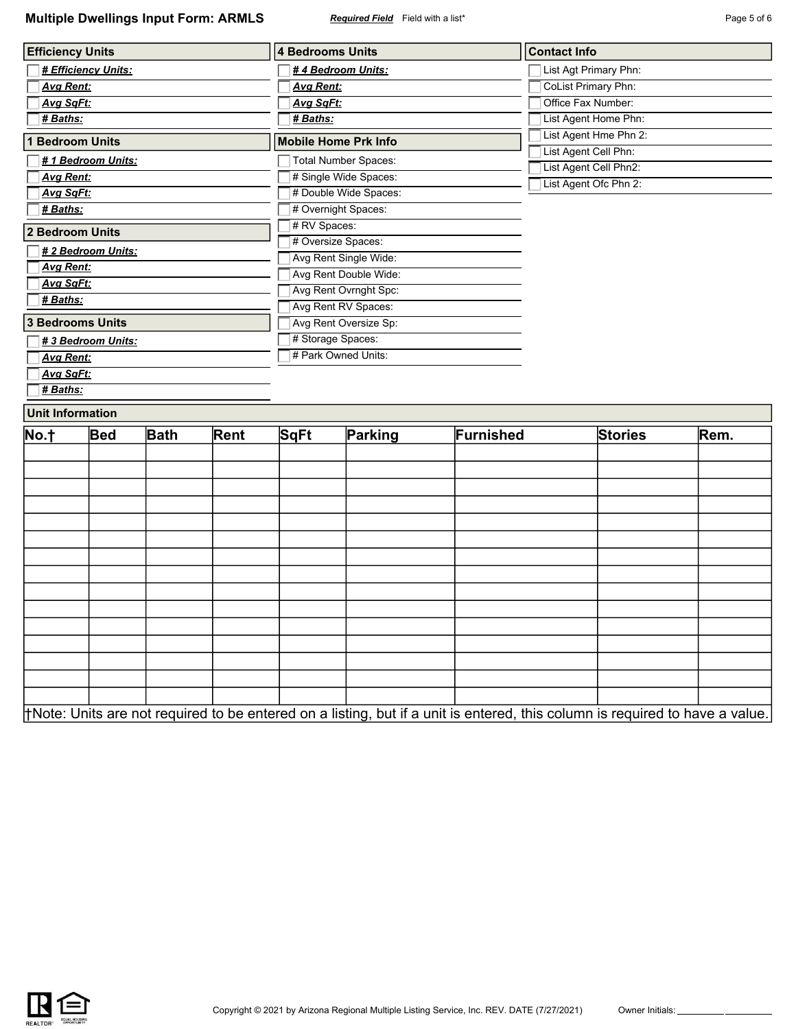Multiple Dwellings Input Form: ARMLS

***Required Field*** Field with a list*

### Efficiency Units

- ☐ ***# Efficiency Units:***
- ☐ ***Avg Rent:***
- ☐ ***Avg SqFt:***
- ☐ ***# Baths:***

### 1 Bedroom Units

- ☐ ***# 1 Bedroom Units:***
- ☐ ***Avg Rent:***
- ☐ ***Avg SqFt:***
- ☐ ***# Baths:***

### 2 Bedroom Units

- ☐ ***# 2 Bedroom Units:***
- ☐ ***Avg Rent:***
- ☐ ***Avg SqFt:***
- ☐ ***# Baths:***

### 3 Bedrooms Units

- ☐ ***# 3 Bedroom Units:***
- ☐ ***Avg Rent:***
- ☐ ***Avg SqFt:***
- ☐ ***# Baths:***

### 4 Bedrooms Units

- ☐ ***# 4 Bedroom Units:***
- ☐ ***Avg Rent:***
- ☐ ***Avg SqFt:***
- ☐ ***# Baths:***

### Mobile Home Prk Info

- ☐ Total Number Spaces:
- ☐ # Single Wide Spaces:
- ☐ # Double Wide Spaces:
- ☐ # Overnight Spaces:
- ☐ # RV Spaces:
- ☐ # Oversize Spaces:
- ☐ Avg Rent Single Wide:
- ☐ Avg Rent Double Wide:
- ☐ Avg Rent Ovrnght Spc:
- ☐ Avg Rent RV Spaces:
- ☐ Avg Rent Oversize Sp:
- ☐ # Storage Spaces:
- ☐ # Park Owned Units:

### Contact Info

- ☐ List Agt Primary Phn:
- ☐ CoList Primary Phn:
- ☐ Office Fax Number:
- ☐ List Agent Home Phn:
- ☐ List Agent Hme Phn 2:
- ☐ List Agent Cell Phn:
- ☐ List Agent Cell Phn2:
- ☐ List Agent Ofc Phn 2:

### Unit Information

| No.† | Bed | Bath | Rent | SqFt | Parking | Furnished | Stories | Rem. |
|---|---|---|---|---|---|---|---|---|
| | | | | | | | | |
| | | | | | | | | |
| | | | | | | | | |
| | | | | | | | | |
| | | | | | | | | |
| | | | | | | | | |
| | | | | | | | | |
| | | | | | | | | |
| | | | | | | | | |
| | | | | | | | | |
| | | | | | | | | |
| | | | | | | | | |
| | | | | | | | | |
| | | | | | | | | |
| | | | | | | | | |

†Note: Units are not required to be entered on a listing, but if a unit is entered, this column is required to have a value.

Copyright © 2021 by Arizona Regional Multiple Listing Service, Inc. REV. DATE (7/27/2021)

Owner Initials: __________ __________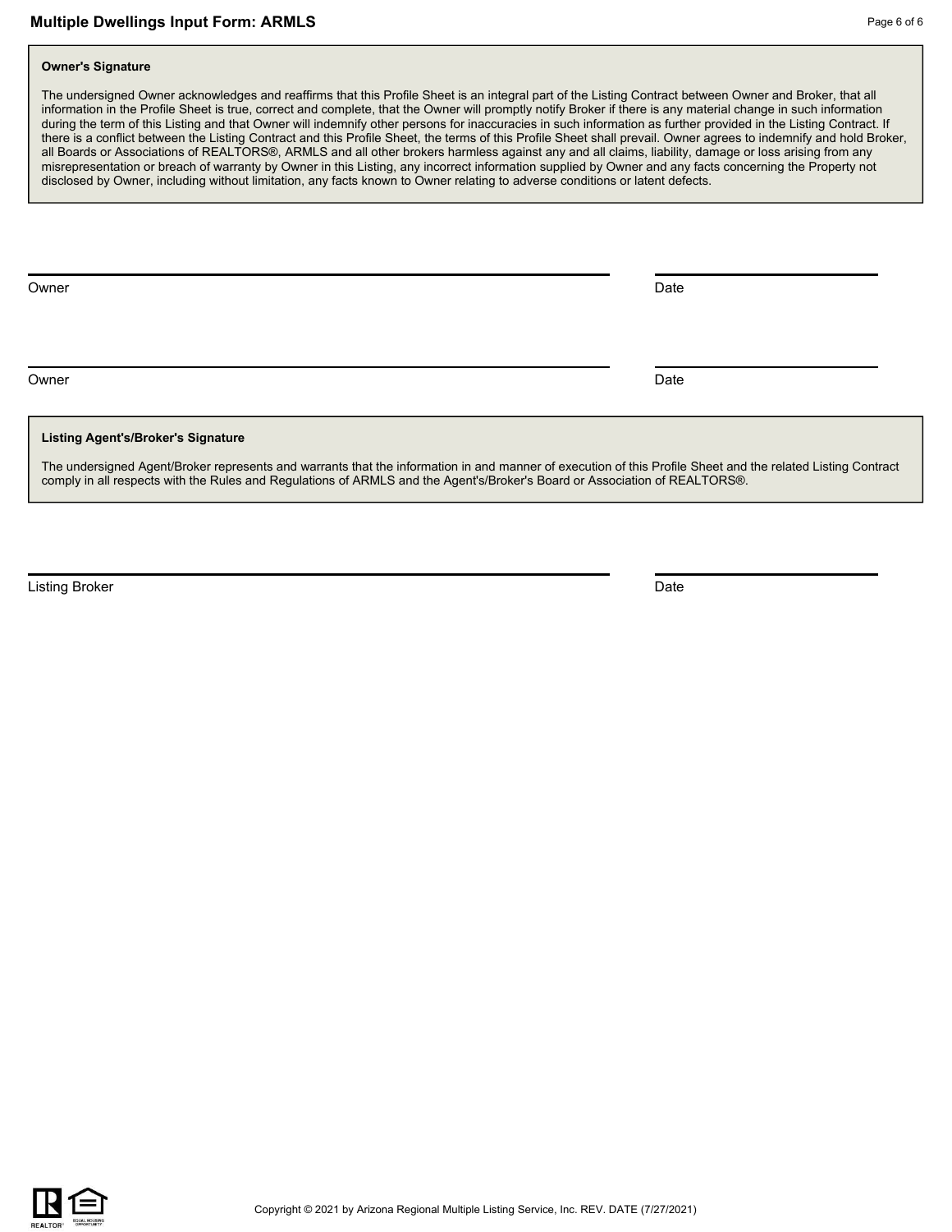### Owner's Signature

The undersigned Owner acknowledges and reaffirms that this Profile Sheet is an integral part of the Listing Contract between Owner and Broker, that all information in the Profile Sheet is true, correct and complete, that the Owner will promptly notify Broker if there is any material change in such information during the term of this Listing and that Owner will indemnify other persons for inaccuracies in such information as further provided in the Listing Contract. If there is a conflict between the Listing Contract and this Profile Sheet, the terms of this Profile Sheet shall prevail. Owner agrees to indemnify and hold Broker, all Boards or Associations of REALTORS®, ARMLS and all other brokers harmless against any and all claims, liability, damage or loss arising from any misrepresentation or breach of warranty by Owner in this Listing, any incorrect information supplied by Owner and any facts concerning the Property not disclosed by Owner, including without limitation, any facts known to Owner relating to adverse conditions or latent defects.

\_\_\_\_\_\_\_\_\_\_\_\_\_\_\_\_\_\_\_\_\_\_\_\_\_\_\_\_\_\_\_\_\_\_\_\_\_\_\_\_ \_\_\_\_\_\_\_\_\_\_\_\_\_\_\_\_\_\_\_\_

Owner Date

\_\_\_\_\_\_\_\_\_\_\_\_\_\_\_\_\_\_\_\_\_\_\_\_\_\_\_\_\_\_\_\_\_\_\_\_\_\_\_\_ \_\_\_\_\_\_\_\_\_\_\_\_\_\_\_\_\_\_\_\_

Owner Date

### Listing Agent's/Broker's Signature

The undersigned Agent/Broker represents and warrants that the information in and manner of execution of this Profile Sheet and the related Listing Contract comply in all respects with the Rules and Regulations of ARMLS and the Agent's/Broker's Board or Association of REALTORS®.

\_\_\_\_\_\_\_\_\_\_\_\_\_\_\_\_\_\_\_\_\_\_\_\_\_\_\_\_\_\_\_\_\_\_\_\_\_\_\_\_ \_\_\_\_\_\_\_\_\_\_\_\_\_\_\_\_\_\_\_\_

Listing Broker Date

Copyright © 2021 by Arizona Regional Multiple Listing Service, Inc. REV. DATE (7/27/2021)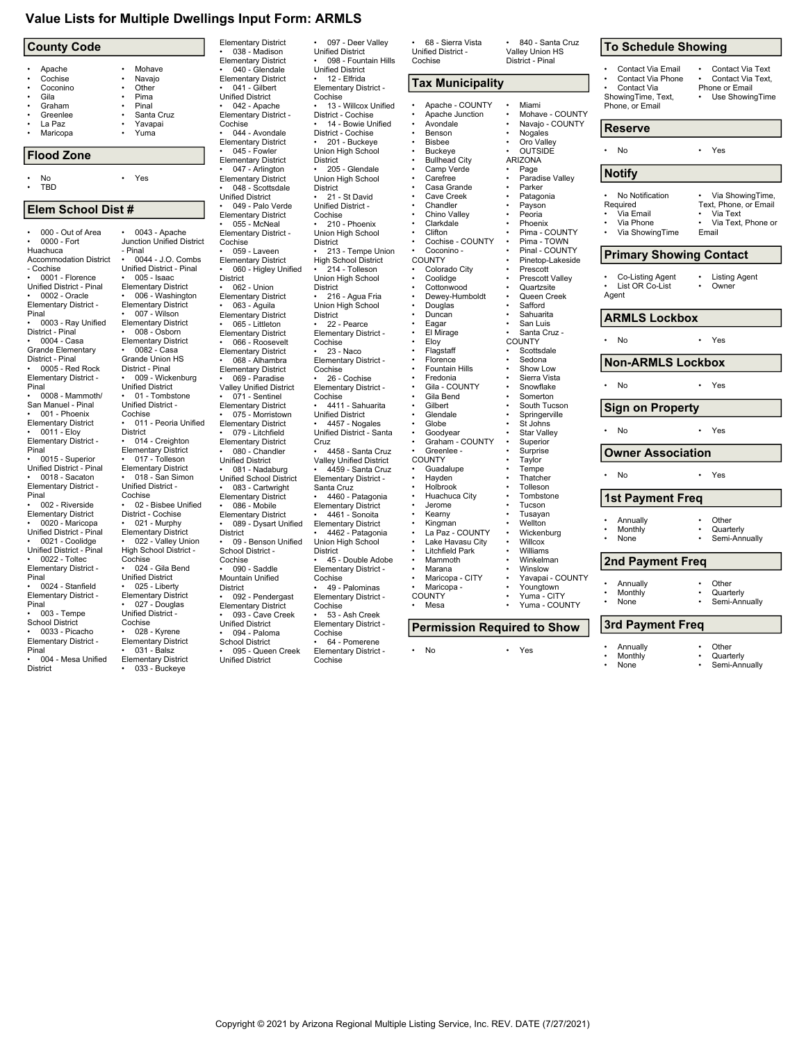# Value Lists for Multiple Dwellings Input Form: ARMLS

## County Code

- Apache
- Cochise
- Coconino
- Gila
- Graham
- Greenlee
- La Paz
- Maricopa
- Mohave
- Navajo
- Other
- Pima
- Pinal
- Santa Cruz
- Yavapai
- Yuma

## Flood Zone

- No
- TBD
- Yes

## Elem School Dist #

- 000 - Out of Area
- 0000 - Fort Huachuca Accommodation District - Cochise
- 0001 - Florence Unified District - Pinal
- 0002 - Oracle Elementary District - Pinal
- 0003 - Ray Unified District - Pinal
- 0004 - Casa Grande Elementary District - Pinal
- 0005 - Red Rock Elementary District - Pinal
- 0008 - Mammoth/ San Manuel - Pinal
- 001 - Phoenix Elementary District
- 0011 - Eloy Elementary District - Pinal
- 0015 - Superior Unified District - Pinal
- 0018 - Sacaton Elementary District - Pinal
- 002 - Riverside Elementary District
- 0020 - Maricopa Unified District - Pinal
- 0021 - Coolidge Unified District - Pinal
- 0022 - Toltec Elementary District - Pinal
- 0024 - Stanfield Elementary District - Pinal
- 003 - Tempe School District
- 0033 - Picacho Elementary District - Pinal
- 004 - Mesa Unified District
- 0043 - Apache Junction Unified District - Pinal
- 0044 - J.O. Combs Unified District - Pinal
- 005 - Isaac Elementary District
- 006 - Washington Elementary District
- 007 - Wilson Elementary District
- 008 - Osborn Elementary District
- 0082 - Casa Grande Union HS District - Pinal
- 009 - Wickenburg Unified District
- 01 - Tombstone Unified District - Cochise
- 011 - Peoria Unified District
- 014 - Creighton Elementary District
- 017 - Tolleson Elementary District
- 018 - San Simon Unified District - Cochise
- 02 - Bisbee Unified District - Cochise
- 021 - Murphy Elementary District
- 022 - Valley Union High School District - Cochise
- 024 - Gila Bend Unified District
- 025 - Liberty Elementary District
- 027 - Douglas Unified District - Cochise
- 028 - Kyrene Elementary District
- 031 - Balsz Elementary District
- 033 - Buckeye Elementary District
- 038 - Madison Elementary District
- 040 - Glendale Elementary District
- 041 - Gilbert Unified District
- 042 - Apache Elementary District - Cochise
- 044 - Avondale Elementary District
- 045 - Fowler Elementary District
- 047 - Arlington Elementary District
- 048 - Scottsdale Unified District
- 049 - Palo Verde Elementary District
- 055 - McNeal Elementary District - Cochise
- 059 - Laveen Elementary District
- 060 - Higley Unified District
- 062 - Union Elementary District
- 063 - Aguila Elementary District
- 065 - Littleton Elementary District
- 066 - Roosevelt Elementary District
- 068 - Alhambra Elementary District
- 069 - Paradise Valley Unified District
- 071 - Sentinel Elementary District
- 075 - Morristown Elementary District
- 079 - Litchfield Elementary District
- 080 - Chandler Unified District
- 081 - Nadaburg Unified School District
- 083 - Cartwright Elementary District
- 086 - Mobile Elementary District
- 089 - Dysart Unified District
- 09 - Benson Unified School District - Cochise
- 090 - Saddle Mountain Unified District
- 092 - Pendergast Elementary District
- 093 - Cave Creek Unified District
- 094 - Paloma School District
- 095 - Queen Creek Unified District
- 097 - Deer Valley Unified District
- 098 - Fountain Hills Unified District
- 12 - Elfrida Elementary District - Cochise
- 13 - Willcox Unified District - Cochise
- 14 - Bowie Unified District - Cochise
- 201 - Buckeye Union High School District
- 205 - Glendale Union High School District
- 21 - St David Unified District - Cochise
- 210 - Phoenix Union High School District
- 213 - Tempe Union High School District
- 214 - Tolleson Union High School District
- 216 - Agua Fria Union High School District
- 22 - Pearce Elementary District - Cochise
- 23 - Naco Elementary District - Cochise
- 26 - Cochise Elementary District - Cochise
- 4411 - Sahuarita Unified District
- 4457 - Nogales Unified District - Santa Cruz
- 4458 - Santa Cruz Valley Unified District
- 4459 - Santa Cruz Elementary District - Santa Cruz
- 4460 - Patagonia Elementary District
- 4461 - Sonoita Elementary District
- 4462 - Patagonia Union High School District
- 45 - Double Adobe Elementary District - Cochise
- 49 - Palominas Elementary District - Cochise
- 53 - Ash Creek Elementary District - Cochise
- 64 - Pomerene Elementary District - Cochise
- 68 - Sierra Vista Unified District - Cochise
- 840 - Santa Cruz Valley Union HS District - Pinal

## Tax Municipality

- Apache - COUNTY
- Apache Junction
- Avondale
- Benson
- Bisbee
- Buckeye
- Bullhead City
- Camp Verde
- Carefree
- Casa Grande
- Cave Creek
- Chandler
- Chino Valley
- Clarkdale
- Clifton
- Cochise - COUNTY
- Coconino - COUNTY
- Colorado City
- Coolidge
- Cottonwood
- Dewey-Humboldt
- Douglas
- Duncan
- Eagar
- El Mirage
- Eloy
- Flagstaff
- Florence
- Fountain Hills
- Fredonia
- Gila - COUNTY
- Gila Bend
- Gilbert
- Glendale
- Globe
- Goodyear
- Graham - COUNTY
- Greenlee - COUNTY
- Guadalupe
- Hayden
- Holbrook
- Huachuca City
- Jerome
- Kearny
- Kingman
- La Paz - COUNTY
- Lake Havasu City
- Litchfield Park
- Mammoth
- Marana
- Maricopa - CITY
- Maricopa - COUNTY
- Mesa
- Miami
- Mohave - COUNTY
- Navajo - COUNTY
- Nogales
- Oro Valley
- OUTSIDE ARIZONA
- Page
- Paradise Valley
- Parker
- Patagonia
- Payson
- Peoria
- Phoenix
- Pima - COUNTY
- Pima - TOWN
- Pinal - COUNTY
- Pinetop-Lakeside
- Prescott
- Prescott Valley
- Quartzsite
- Queen Creek
- Safford
- Sahuarita
- San Luis
- Santa Cruz - COUNTY
- Scottsdale
- Sedona
- Show Low
- Sierra Vista
- Snowflake
- Somerton
- South Tucson
- Springerville
- St Johns
- Star Valley
- Superior
- Surprise
- Taylor
- Tempe
- Thatcher
- Tolleson
- Tombstone
- Tucson
- Tusayan
- Wellton
- Wickenburg
- Willcox
- Williams
- Winkelman
- Winslow
- Yavapai - COUNTY
- Youngtown
- Yuma - CITY
- Yuma - COUNTY

## Permission Required to Show

- No
- Yes

## To Schedule Showing

- Contact Via Email
- Contact Via Phone
- Contact Via ShowingTime, Text, Phone, or Email
- Contact Via Text
- Contact Via Text, Phone or Email
- Use ShowingTime

## Reserve

- No
- Yes

## Notify

- No Notification Required
- Via Email
- Via Phone
- Via ShowingTime
- Via ShowingTime, Text, Phone, or Email
- Via Text
- Via Text, Phone or Email

## Primary Showing Contact

- Co-Listing Agent
- List OR Co-List Agent
- Listing Agent
- Owner

## ARMLS Lockbox

- No
- Yes

## Non-ARMLS Lockbox

- No
- Yes

## Sign on Property

- No
- Yes

## Owner Association

- No
- Yes

## 1st Payment Freq

- Annually
- Monthly
- None
- Other
- Quarterly
- Semi-Annually

## 2nd Payment Freq

- Annually
- Monthly
- None
- Other
- Quarterly
- Semi-Annually

## 3rd Payment Freq

- Annually
- Monthly
- None
- Other
- Quarterly
- Semi-Annually

Copyright © 2021 by Arizona Regional Multiple Listing Service, Inc. REV. DATE (7/27/2021)